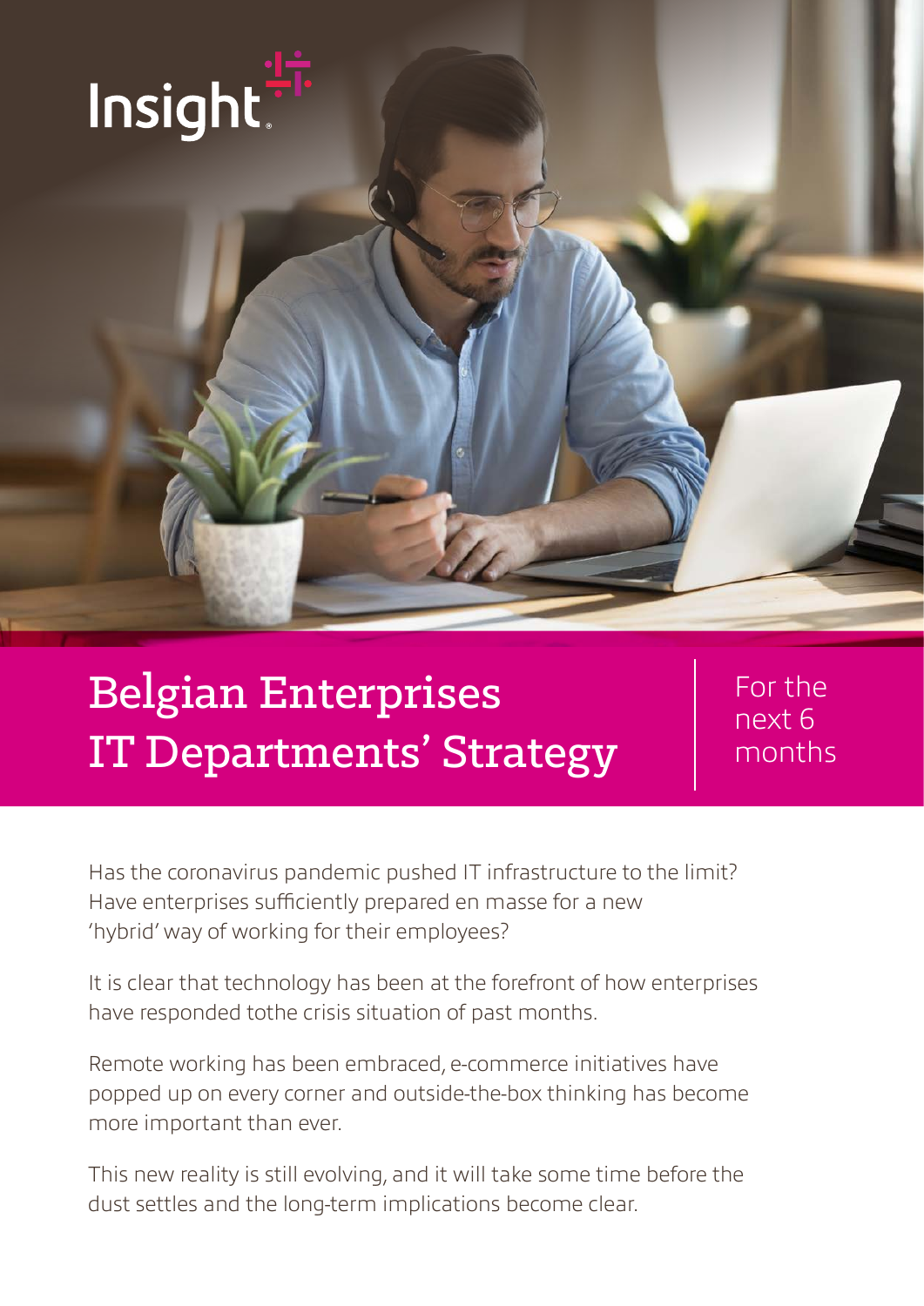Insight

# Belgian Enterprises IT Departments' Strategy

For the next 6 months

Has the coronavirus pandemic pushed IT infrastructure to the limit? Have enterprises sufficiently prepared en masse for a new 'hybrid' way of working for their employees?

It is clear that technology has been at the forefront of how enterprises have responded tothe crisis situation of past months.

Remote working has been embraced, e-commerce initiatives have popped up on every corner and outside-the-box thinking has become more important than ever.

This new reality is still evolving, and it will take some time before the dust settles and the long-term implications become clear.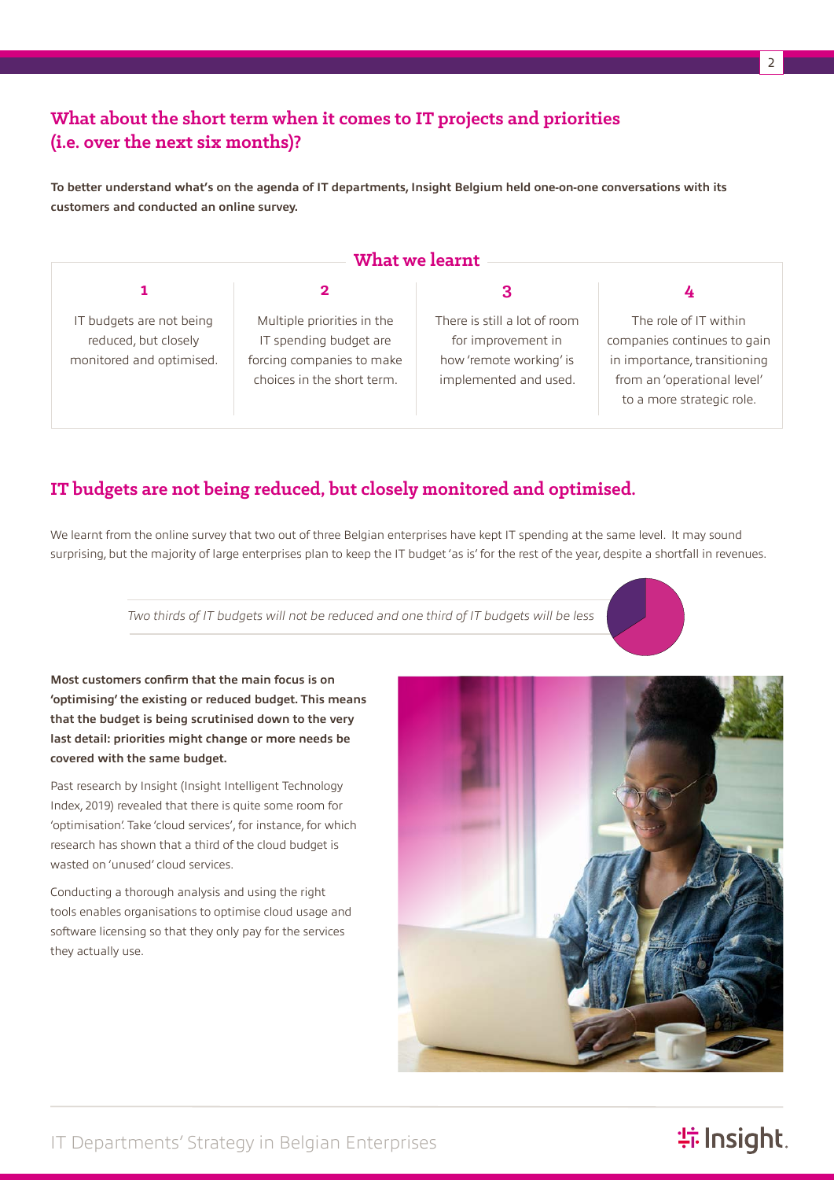## What about the short term when it comes to IT projects and priorities (i.e. over the next six months)?

**To better understand what's on the agenda of IT departments, Insight Belgium held one-on-one conversations with its customers and conducted an online survey.**

### What we learnt

| 1 | 2 | 3 | 4 |
|---|---|---|---|
| IT budgets are not being reduced, but closely monitored and optimised. | Multiple priorities in the IT spending budget are forcing companies to make choices in the short term. | There is still a lot of room for improvement in how 'remote working' is implemented and used. | The role of IT within companies continues to gain in importance, transitioning from an 'operational level' to a more strategic role. |

## IT budgets are not being reduced, but closely monitored and optimised.

We learnt from the online survey that two out of three Belgian enterprises have kept IT spending at the same level. It may sound surprising, but the majority of large enterprises plan to keep the IT budget 'as is' for the rest of the year, despite a shortfall in revenues.

*Two thirds of IT budgets will not be reduced and one third of IT budgets will be less*

**Most customers confirm that the main focus is on 'optimising' the existing or reduced budget. This means that the budget is being scrutinised down to the very last detail: priorities might change or more needs be covered with the same budget.**

Past research by Insight (Insight Intelligent Technology Index, 2019) revealed that there is quite some room for 'optimisation'. Take 'cloud services', for instance, for which research has shown that a third of the cloud budget is wasted on 'unused' cloud services.

Conducting a thorough analysis and using the right tools enables organisations to optimise cloud usage and software licensing so that they only pay for the services they actually use.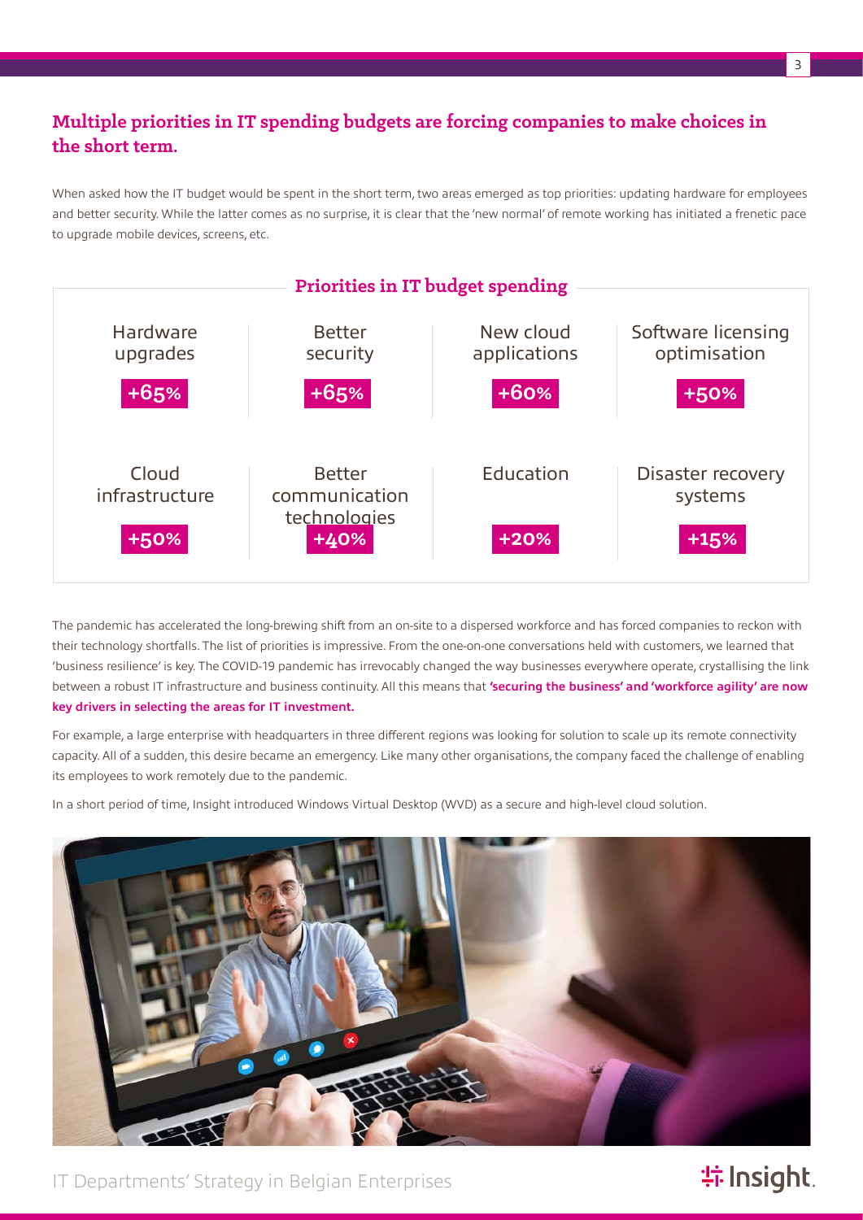## Multiple priorities in IT spending budgets are forcing companies to make choices in the short term.

When asked how the IT budget would be spent in the short term, two areas emerged as top priorities: updating hardware for employees and better security. While the latter comes as no surprise, it is clear that the 'new normal' of remote working has initiated a frenetic pace to upgrade mobile devices, screens, etc.

### Priorities in IT budget spending

| Hardware upgrades | Better security | New cloud applications | Software licensing optimisation |
|---|---|---|---|
| +65% | +65% | +60% | +50% |
| **Cloud infrastructure** | **Better communication technologies** | **Education** | **Disaster recovery systems** |
| +50% | +40% | +20% | +15% |

The pandemic has accelerated the long-brewing shift from an on-site to a dispersed workforce and has forced companies to reckon with their technology shortfalls. The list of priorities is impressive. From the one-on-one conversations held with customers, we learned that 'business resilience' is key. The COVID-19 pandemic has irrevocably changed the way businesses everywhere operate, crystallising the link between a robust IT infrastructure and business continuity. All this means that **'securing the business' and 'workforce agility' are now key drivers in selecting the areas for IT investment.**

For example, a large enterprise with headquarters in three different regions was looking for solution to scale up its remote connectivity capacity. All of a sudden, this desire became an emergency. Like many other organisations, the company faced the challenge of enabling its employees to work remotely due to the pandemic.

In a short period of time, Insight introduced Windows Virtual Desktop (WVD) as a secure and high-level cloud solution.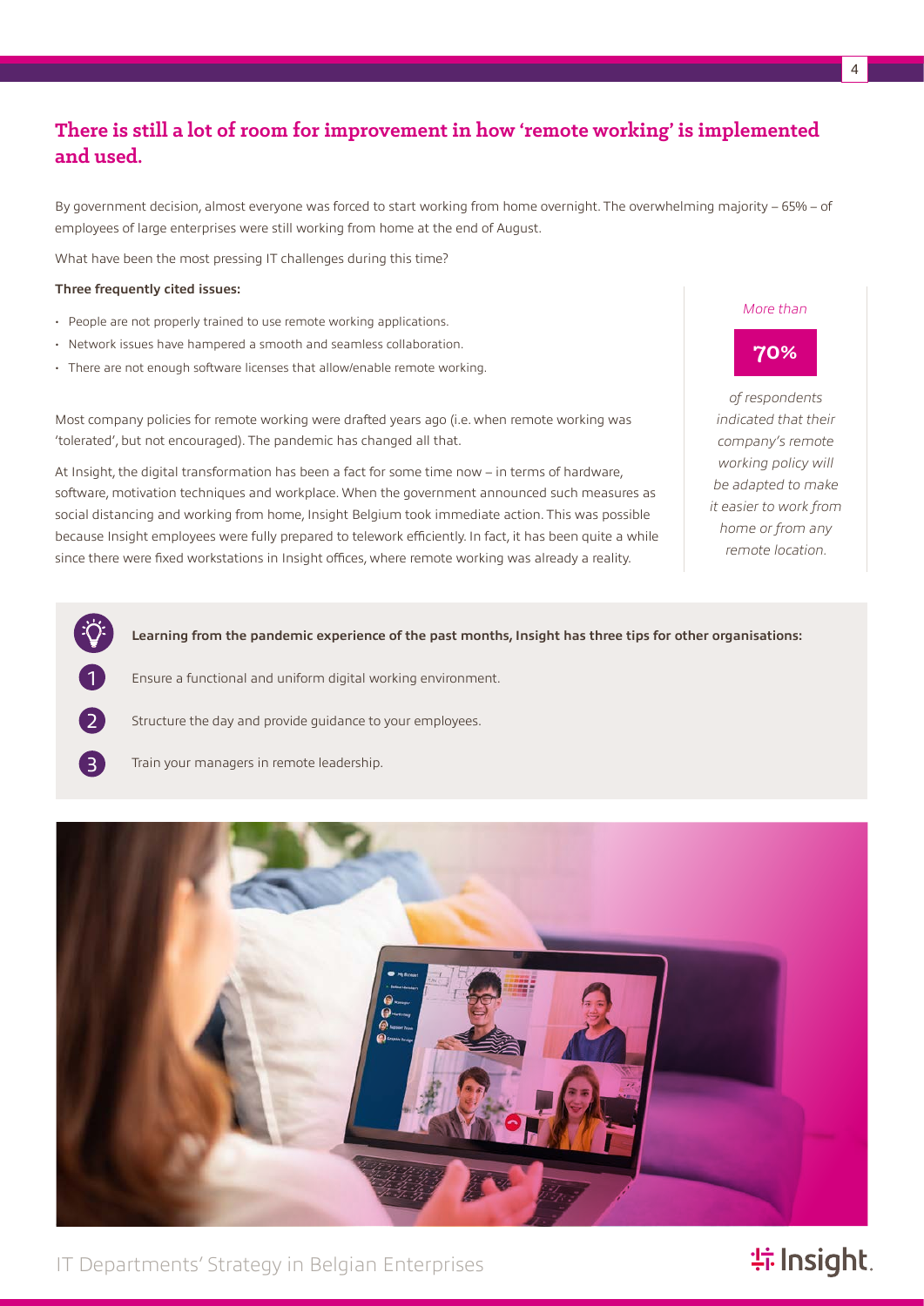## There is still a lot of room for improvement in how 'remote working' is implemented and used.

By government decision, almost everyone was forced to start working from home overnight. The overwhelming majority – 65% – of employees of large enterprises were still working from home at the end of August.

What have been the most pressing IT challenges during this time?

**Three frequently cited issues:**

- People are not properly trained to use remote working applications.
- Network issues have hampered a smooth and seamless collaboration.
- There are not enough software licenses that allow/enable remote working.

Most company policies for remote working were drafted years ago (i.e. when remote working was 'tolerated', but not encouraged). The pandemic has changed all that.

At Insight, the digital transformation has been a fact for some time now – in terms of hardware, software, motivation techniques and workplace. When the government announced such measures as social distancing and working from home, Insight Belgium took immediate action. This was possible because Insight employees were fully prepared to telework efficiently. In fact, it has been quite a while since there were fixed workstations in Insight offices, where remote working was already a reality.

*More than*

**70%**

*of respondents indicated that their company's remote working policy will be adapted to make it easier to work from home or from any remote location.*

**Learning from the pandemic experience of the past months, Insight has three tips for other organisations:**

1. Ensure a functional and uniform digital working environment.
2. Structure the day and provide guidance to your employees.
3. Train your managers in remote leadership.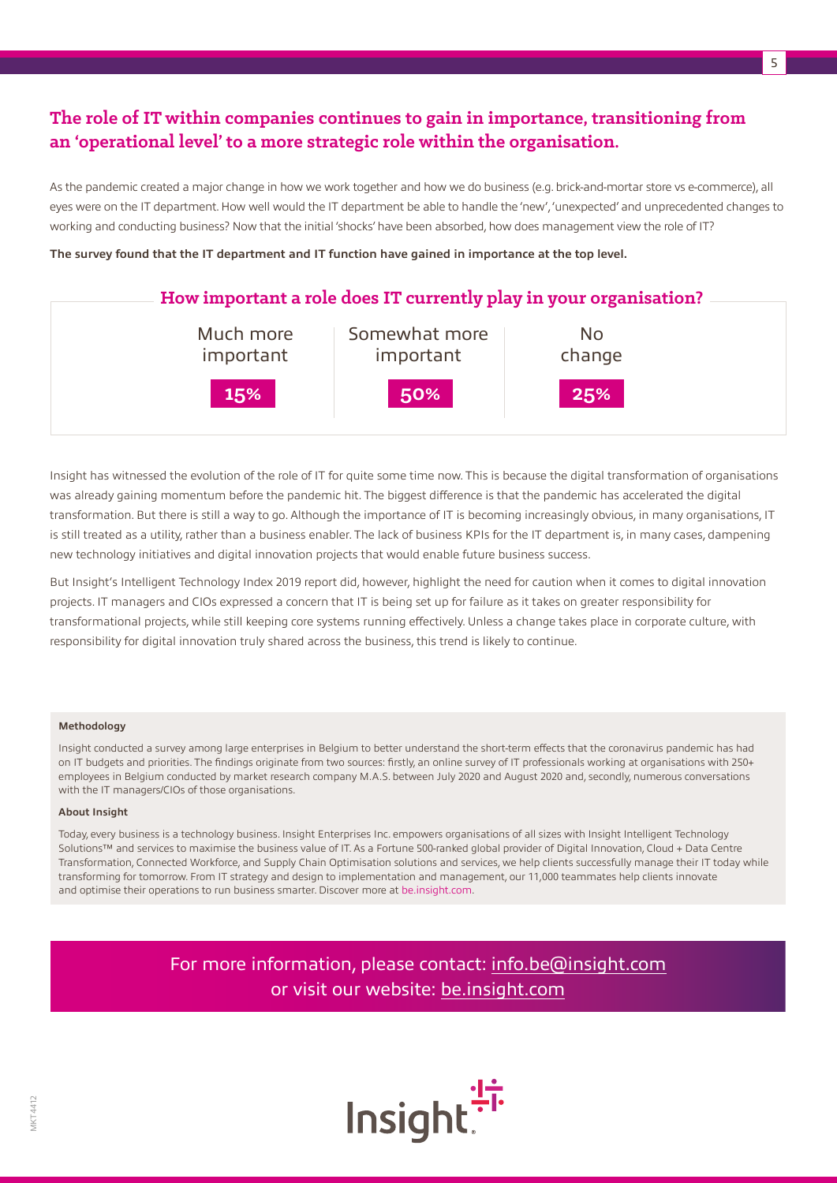## The role of IT within companies continues to gain in importance, transitioning from an 'operational level' to a more strategic role within the organisation.

As the pandemic created a major change in how we work together and how we do business (e.g. brick-and-mortar store vs e-commerce), all eyes were on the IT department. How well would the IT department be able to handle the 'new', 'unexpected' and unprecedented changes to working and conducting business? Now that the initial 'shocks' have been absorbed, how does management view the role of IT?

**The survey found that the IT department and IT function have gained in importance at the top level.**

### How important a role does IT currently play in your organisation?

| Much more important | Somewhat more important | No change |
|---|---|---|
| 15% | 50% | 25% |

Insight has witnessed the evolution of the role of IT for quite some time now. This is because the digital transformation of organisations was already gaining momentum before the pandemic hit. The biggest difference is that the pandemic has accelerated the digital transformation. But there is still a way to go. Although the importance of IT is becoming increasingly obvious, in many organisations, IT is still treated as a utility, rather than a business enabler. The lack of business KPIs for the IT department is, in many cases, dampening new technology initiatives and digital innovation projects that would enable future business success.

But Insight's Intelligent Technology Index 2019 report did, however, highlight the need for caution when it comes to digital innovation projects. IT managers and CIOs expressed a concern that IT is being set up for failure as it takes on greater responsibility for transformational projects, while still keeping core systems running effectively. Unless a change takes place in corporate culture, with responsibility for digital innovation truly shared across the business, this trend is likely to continue.

**Methodology**

Insight conducted a survey among large enterprises in Belgium to better understand the short-term effects that the coronavirus pandemic has had on IT budgets and priorities. The findings originate from two sources: firstly, an online survey of IT professionals working at organisations with 250+ employees in Belgium conducted by market research company M.A.S. between July 2020 and August 2020 and, secondly, numerous conversations with the IT managers/CIOs of those organisations.

**About Insight**

Today, every business is a technology business. Insight Enterprises Inc. empowers organisations of all sizes with Insight Intelligent Technology Solutions™ and services to maximise the business value of IT. As a Fortune 500-ranked global provider of Digital Innovation, Cloud + Data Centre Transformation, Connected Workforce, and Supply Chain Optimisation solutions and services, we help clients successfully manage their IT today while transforming for tomorrow. From IT strategy and design to implementation and management, our 11,000 teammates help clients innovate and optimise their operations to run business smarter. Discover more at be.insight.com.

For more information, please contact: info.be@insight.com
or visit our website: be.insight.com

MKT4412